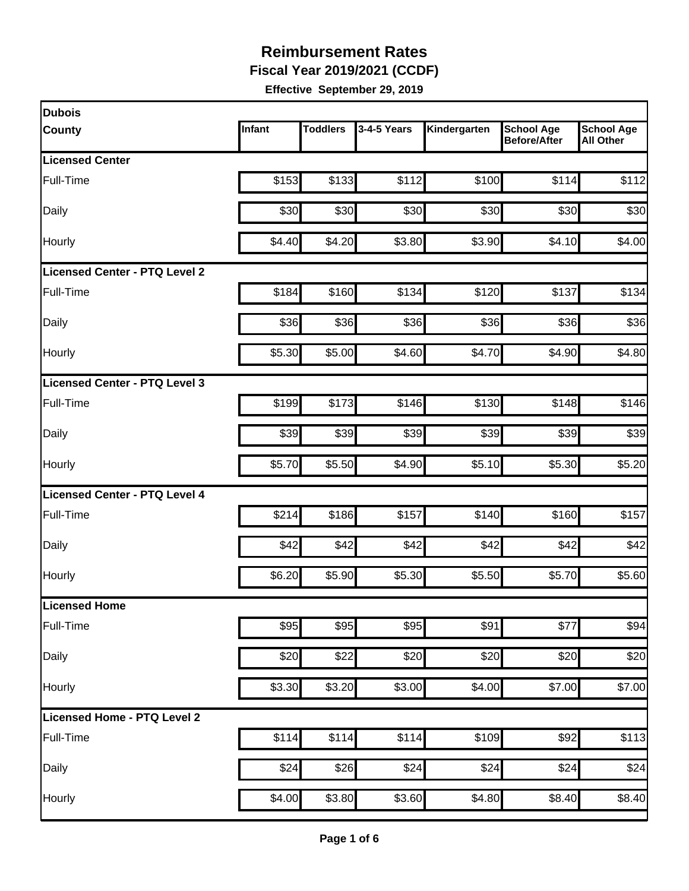# Reimbursement Rates

## Fiscal Year 2019/2021 (CCDF)

**Effective September 29, 2019**

| Dubois County | Infant | Toddlers | 3-4-5 Years | Kindergarten | School Age Before/After | School Age All Other |
|---|---|---|---|---|---|---|
| **Licensed Center** | | | | | | |
| Full-Time | $153 | $133 | $112 | $100 | $114 | $112 |
| Daily | $30 | $30 | $30 | $30 | $30 | $30 |
| Hourly | $4.40 | $4.20 | $3.80 | $3.90 | $4.10 | $4.00 |
| **Licensed Center - PTQ Level 2** | | | | | | |
| Full-Time | $184 | $160 | $134 | $120 | $137 | $134 |
| Daily | $36 | $36 | $36 | $36 | $36 | $36 |
| Hourly | $5.30 | $5.00 | $4.60 | $4.70 | $4.90 | $4.80 |
| **Licensed Center - PTQ Level 3** | | | | | | |
| Full-Time | $199 | $173 | $146 | $130 | $148 | $146 |
| Daily | $39 | $39 | $39 | $39 | $39 | $39 |
| Hourly | $5.70 | $5.50 | $4.90 | $5.10 | $5.30 | $5.20 |
| **Licensed Center - PTQ Level 4** | | | | | | |
| Full-Time | $214 | $186 | $157 | $140 | $160 | $157 |
| Daily | $42 | $42 | $42 | $42 | $42 | $42 |
| Hourly | $6.20 | $5.90 | $5.30 | $5.50 | $5.70 | $5.60 |
| **Licensed Home** | | | | | | |
| Full-Time | $95 | $95 | $95 | $91 | $77 | $94 |
| Daily | $20 | $22 | $20 | $20 | $20 | $20 |
| Hourly | $3.30 | $3.20 | $3.00 | $4.00 | $7.00 | $7.00 |
| **Licensed Home - PTQ Level 2** | | | | | | |
| Full-Time | $114 | $114 | $114 | $109 | $92 | $113 |
| Daily | $24 | $26 | $24 | $24 | $24 | $24 |
| Hourly | $4.00 | $3.80 | $3.60 | $4.80 | $8.40 | $8.40 |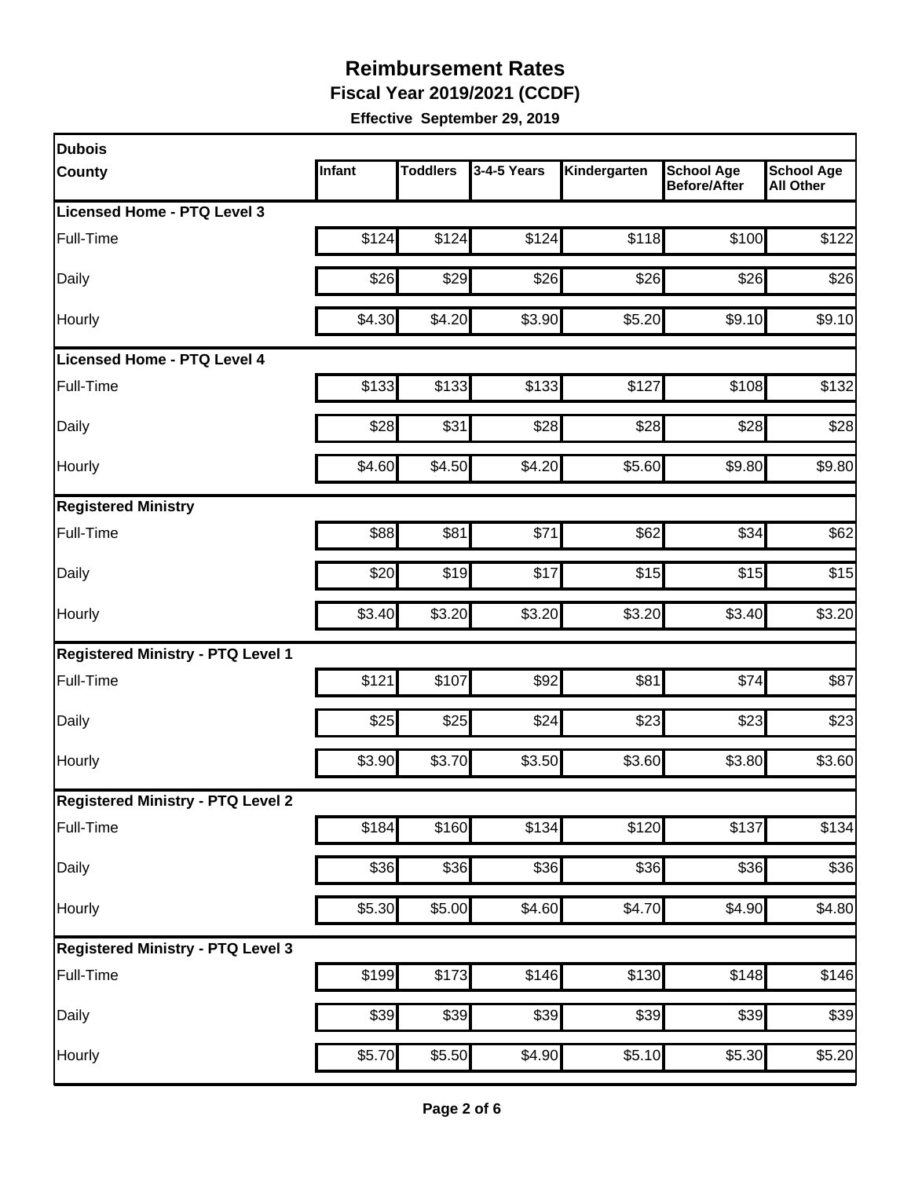# Reimbursement Rates

**Fiscal Year 2019/2021 (CCDF)**

**Effective September 29, 2019**

| Dubois County | Infant | Toddlers | 3-4-5 Years | Kindergarten | School Age Before/After | School Age All Other |
|---|---|---|---|---|---|---|
| **Licensed Home - PTQ Level 3** | | | | | | |
| Full-Time | $124 | $124 | $124 | $118 | $100 | $122 |
| Daily | $26 | $29 | $26 | $26 | $26 | $26 |
| Hourly | $4.30 | $4.20 | $3.90 | $5.20 | $9.10 | $9.10 |
| **Licensed Home - PTQ Level 4** | | | | | | |
| Full-Time | $133 | $133 | $133 | $127 | $108 | $132 |
| Daily | $28 | $31 | $28 | $28 | $28 | $28 |
| Hourly | $4.60 | $4.50 | $4.20 | $5.60 | $9.80 | $9.80 |
| **Registered Ministry** | | | | | | |
| Full-Time | $88 | $81 | $71 | $62 | $34 | $62 |
| Daily | $20 | $19 | $17 | $15 | $15 | $15 |
| Hourly | $3.40 | $3.20 | $3.20 | $3.20 | $3.40 | $3.20 |
| **Registered Ministry - PTQ Level 1** | | | | | | |
| Full-Time | $121 | $107 | $92 | $81 | $74 | $87 |
| Daily | $25 | $25 | $24 | $23 | $23 | $23 |
| Hourly | $3.90 | $3.70 | $3.50 | $3.60 | $3.80 | $3.60 |
| **Registered Ministry - PTQ Level 2** | | | | | | |
| Full-Time | $184 | $160 | $134 | $120 | $137 | $134 |
| Daily | $36 | $36 | $36 | $36 | $36 | $36 |
| Hourly | $5.30 | $5.00 | $4.60 | $4.70 | $4.90 | $4.80 |
| **Registered Ministry - PTQ Level 3** | | | | | | |
| Full-Time | $199 | $173 | $146 | $130 | $148 | $146 |
| Daily | $39 | $39 | $39 | $39 | $39 | $39 |
| Hourly | $5.70 | $5.50 | $4.90 | $5.10 | $5.30 | $5.20 |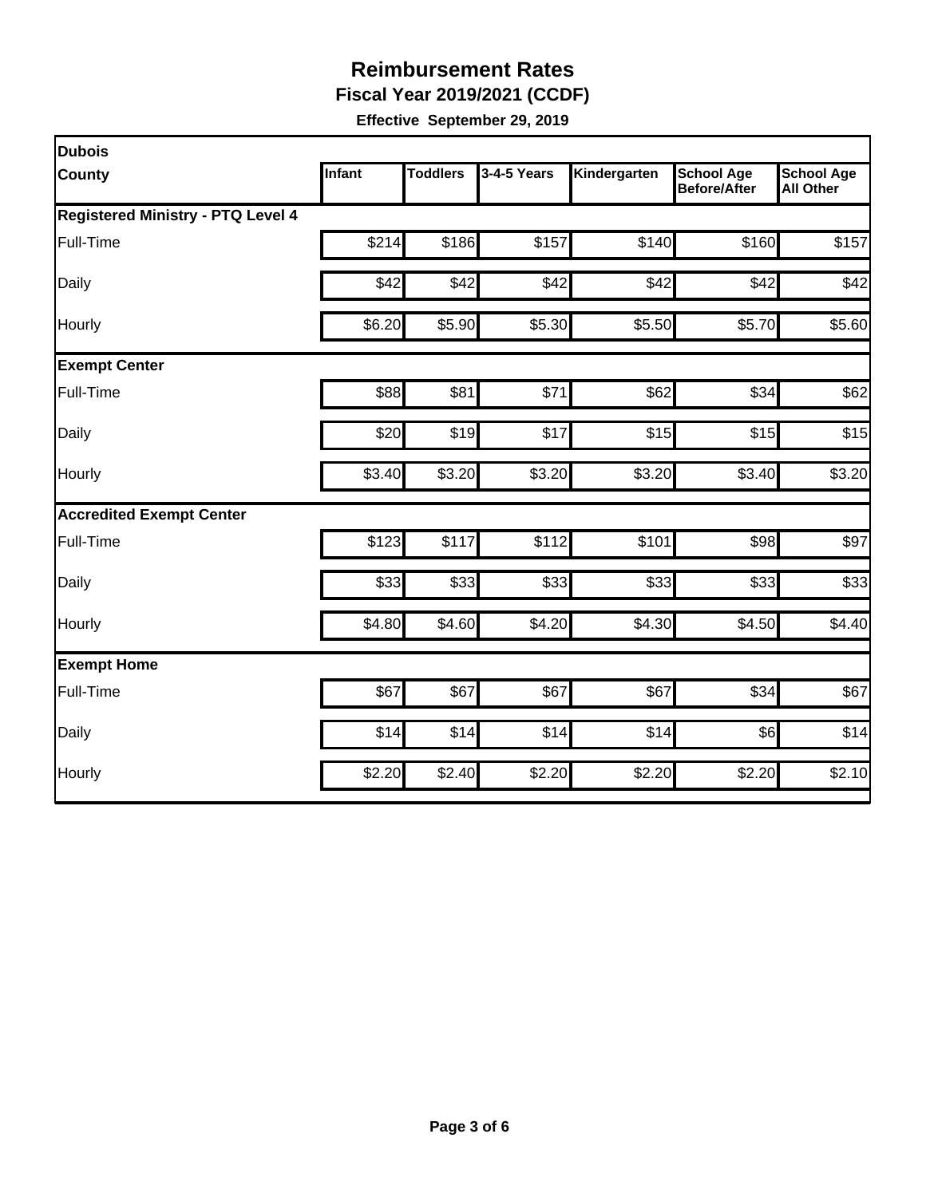# Reimbursement Rates

**Fiscal Year 2019/2021 (CCDF)**

**Effective September 29, 2019**

| Dubois County | Infant | Toddlers | 3-4-5 Years | Kindergarten | School Age Before/After | School Age All Other |
|---|---|---|---|---|---|---|
| **Registered Ministry - PTQ Level 4** | | | | | | |
| Full-Time | $214 | $186 | $157 | $140 | $160 | $157 |
| Daily | $42 | $42 | $42 | $42 | $42 | $42 |
| Hourly | $6.20 | $5.90 | $5.30 | $5.50 | $5.70 | $5.60 |
| **Exempt Center** | | | | | | |
| Full-Time | $88 | $81 | $71 | $62 | $34 | $62 |
| Daily | $20 | $19 | $17 | $15 | $15 | $15 |
| Hourly | $3.40 | $3.20 | $3.20 | $3.20 | $3.40 | $3.20 |
| **Accredited Exempt Center** | | | | | | |
| Full-Time | $123 | $117 | $112 | $101 | $98 | $97 |
| Daily | $33 | $33 | $33 | $33 | $33 | $33 |
| Hourly | $4.80 | $4.60 | $4.20 | $4.30 | $4.50 | $4.40 |
| **Exempt Home** | | | | | | |
| Full-Time | $67 | $67 | $67 | $67 | $34 | $67 |
| Daily | $14 | $14 | $14 | $14 | $6 | $14 |
| Hourly | $2.20 | $2.40 | $2.20 | $2.20 | $2.20 | $2.10 |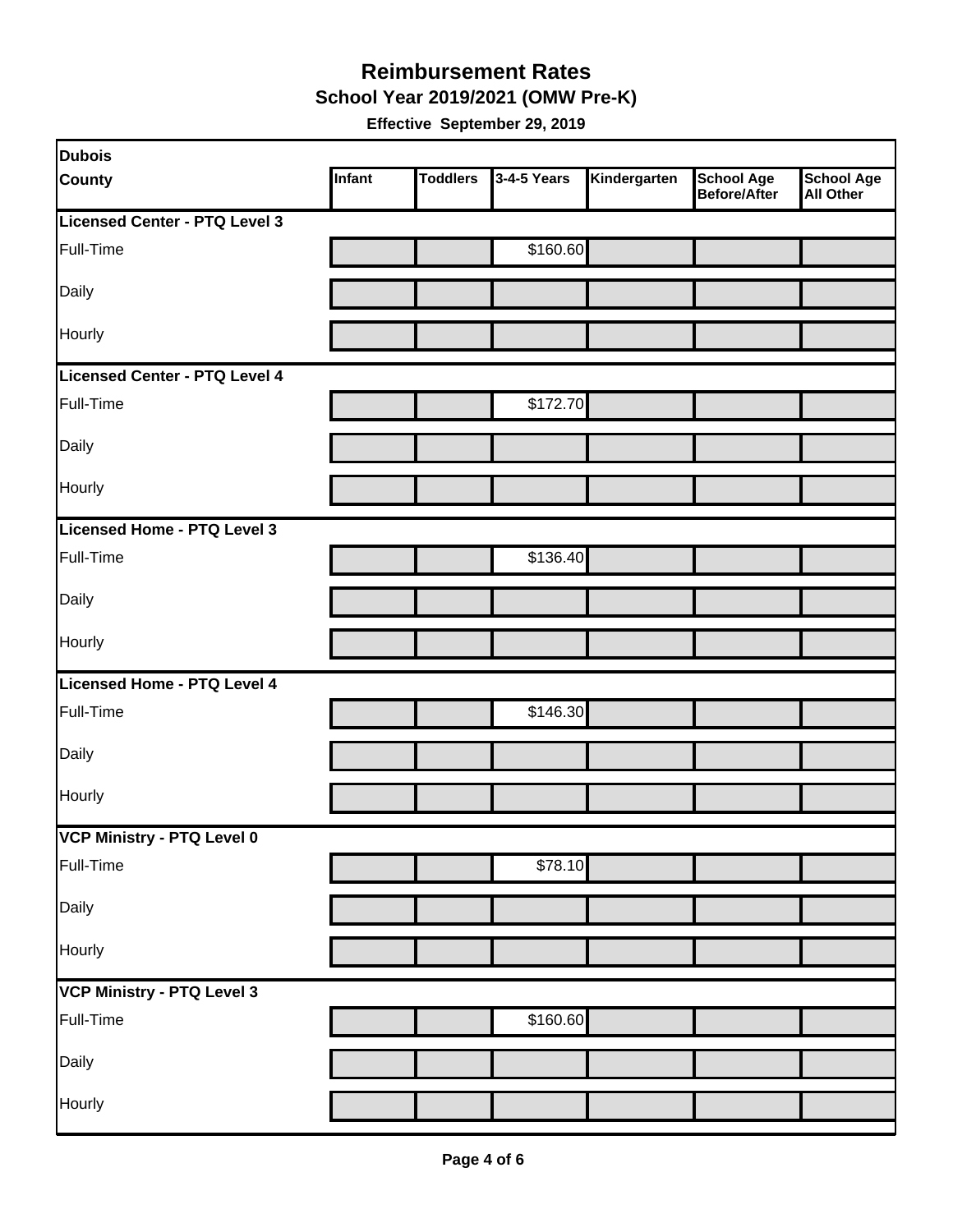# Reimbursement Rates

## School Year 2019/2021 (OMW Pre-K)

**Effective September 29, 2019**

| Dubois County | Infant | Toddlers | 3-4-5 Years | Kindergarten | School Age Before/After | School Age All Other |
|---|---|---|---|---|---|---|
| **Licensed Center - PTQ Level 3** | | | | | | |
| Full-Time | | | $160.60 | | | |
| Daily | | | | | | |
| Hourly | | | | | | |
| **Licensed Center - PTQ Level 4** | | | | | | |
| Full-Time | | | $172.70 | | | |
| Daily | | | | | | |
| Hourly | | | | | | |
| **Licensed Home - PTQ Level 3** | | | | | | |
| Full-Time | | | $136.40 | | | |
| Daily | | | | | | |
| Hourly | | | | | | |
| **Licensed Home - PTQ Level 4** | | | | | | |
| Full-Time | | | $146.30 | | | |
| Daily | | | | | | |
| Hourly | | | | | | |
| **VCP Ministry - PTQ Level 0** | | | | | | |
| Full-Time | | | $78.10 | | | |
| Daily | | | | | | |
| Hourly | | | | | | |
| **VCP Ministry - PTQ Level 3** | | | | | | |
| Full-Time | | | $160.60 | | | |
| Daily | | | | | | |
| Hourly | | | | | | |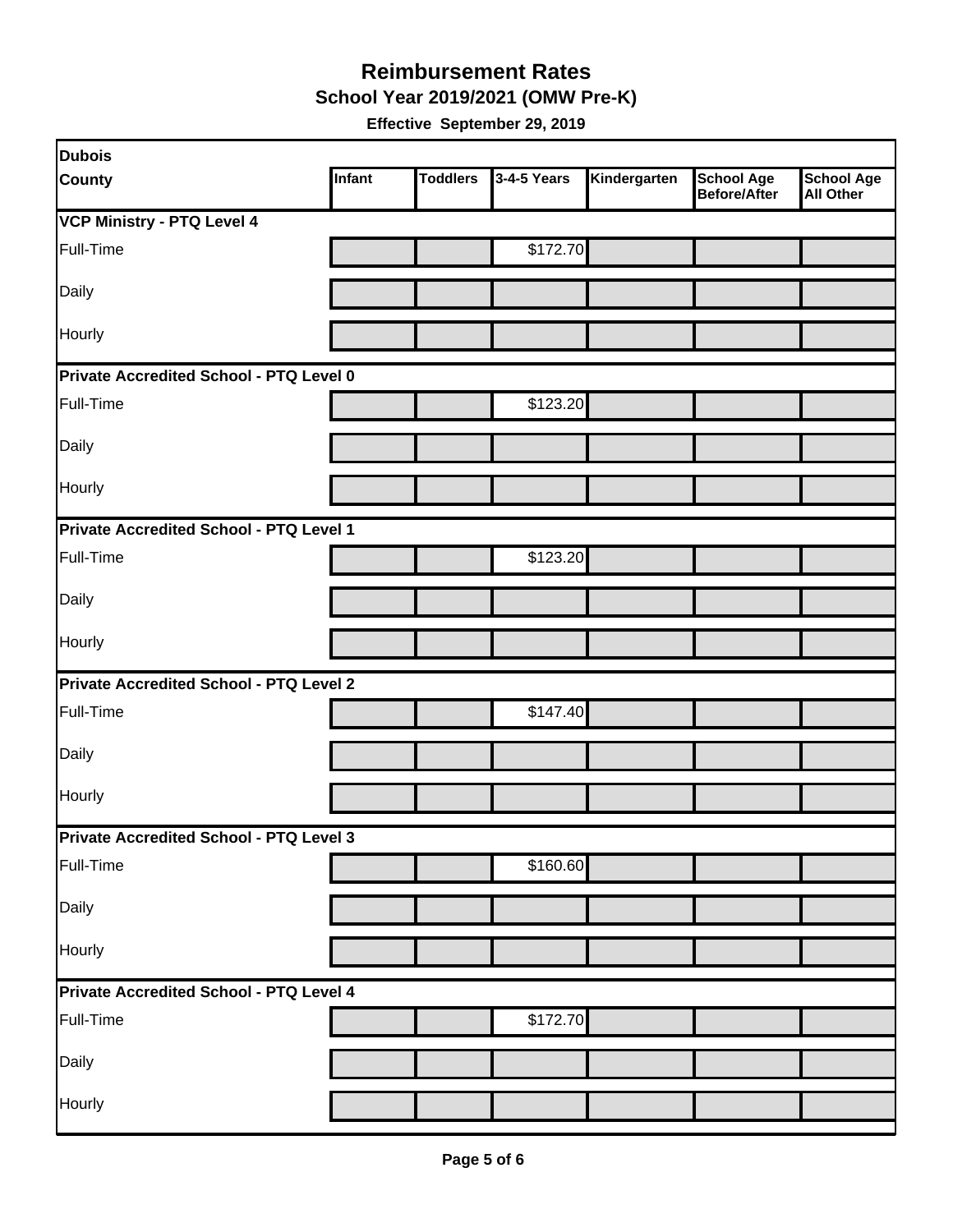# Reimbursement Rates

## School Year 2019/2021 (OMW Pre-K)

**Effective September 29, 2019**

| Dubois County | Infant | Toddlers | 3-4-5 Years | Kindergarten | School Age Before/After | School Age All Other |
|---|---|---|---|---|---|---|
| **VCP Ministry - PTQ Level 4** | | | | | | |
| Full-Time | | | $172.70 | | | |
| Daily | | | | | | |
| Hourly | | | | | | |
| **Private Accredited School - PTQ Level 0** | | | | | | |
| Full-Time | | | $123.20 | | | |
| Daily | | | | | | |
| Hourly | | | | | | |
| **Private Accredited School - PTQ Level 1** | | | | | | |
| Full-Time | | | $123.20 | | | |
| Daily | | | | | | |
| Hourly | | | | | | |
| **Private Accredited School - PTQ Level 2** | | | | | | |
| Full-Time | | | $147.40 | | | |
| Daily | | | | | | |
| Hourly | | | | | | |
| **Private Accredited School - PTQ Level 3** | | | | | | |
| Full-Time | | | $160.60 | | | |
| Daily | | | | | | |
| Hourly | | | | | | |
| **Private Accredited School - PTQ Level 4** | | | | | | |
| Full-Time | | | $172.70 | | | |
| Daily | | | | | | |
| Hourly | | | | | | |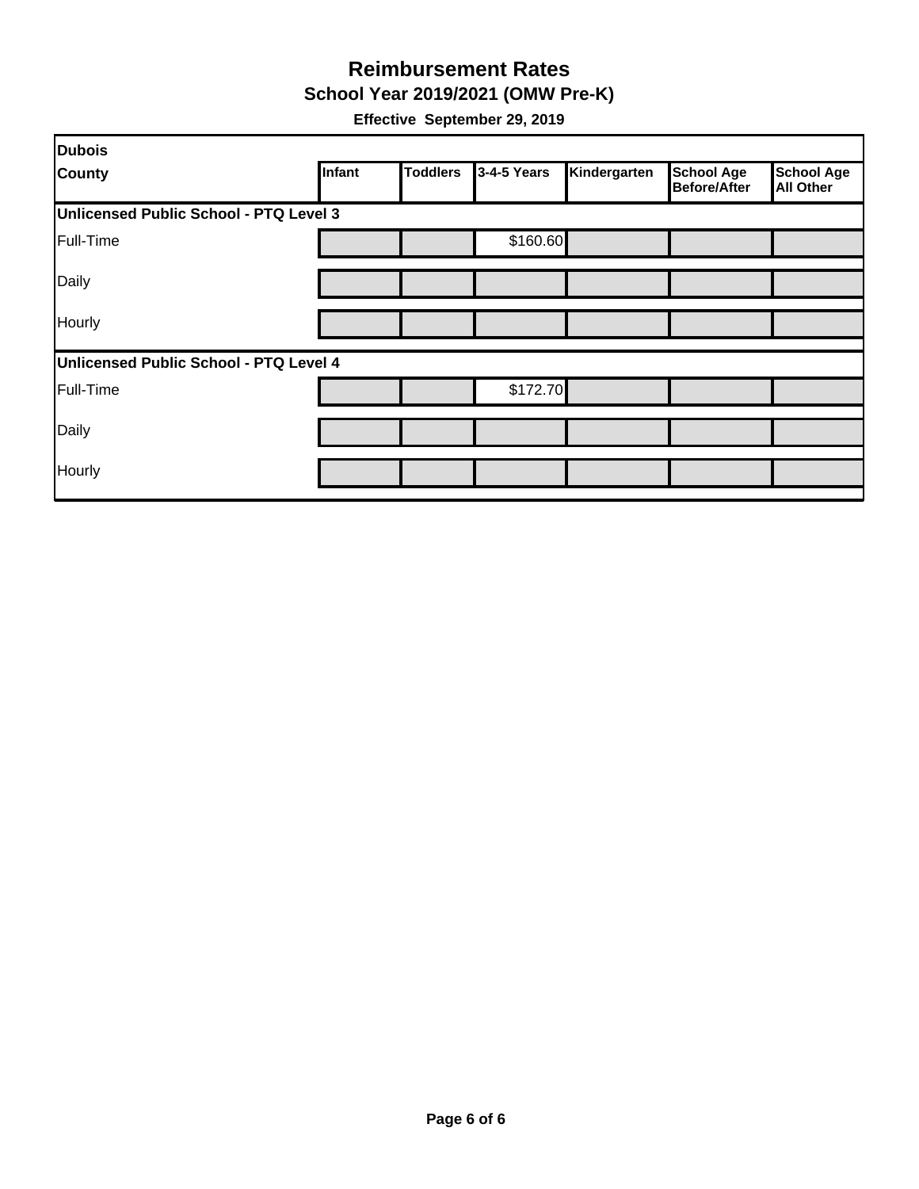# Reimbursement Rates

## School Year 2019/2021 (OMW Pre-K)

**Effective September 29, 2019**

| Dubois County | Infant | Toddlers | 3-4-5 Years | Kindergarten | School Age Before/After | School Age All Other |
|---|---|---|---|---|---|---|
| **Unlicensed Public School - PTQ Level 3** | | | | | | |
| Full-Time | | | $160.60 | | | |
| Daily | | | | | | |
| Hourly | | | | | | |
| **Unlicensed Public School - PTQ Level 4** | | | | | | |
| Full-Time | | | $172.70 | | | |
| Daily | | | | | | |
| Hourly | | | | | | |